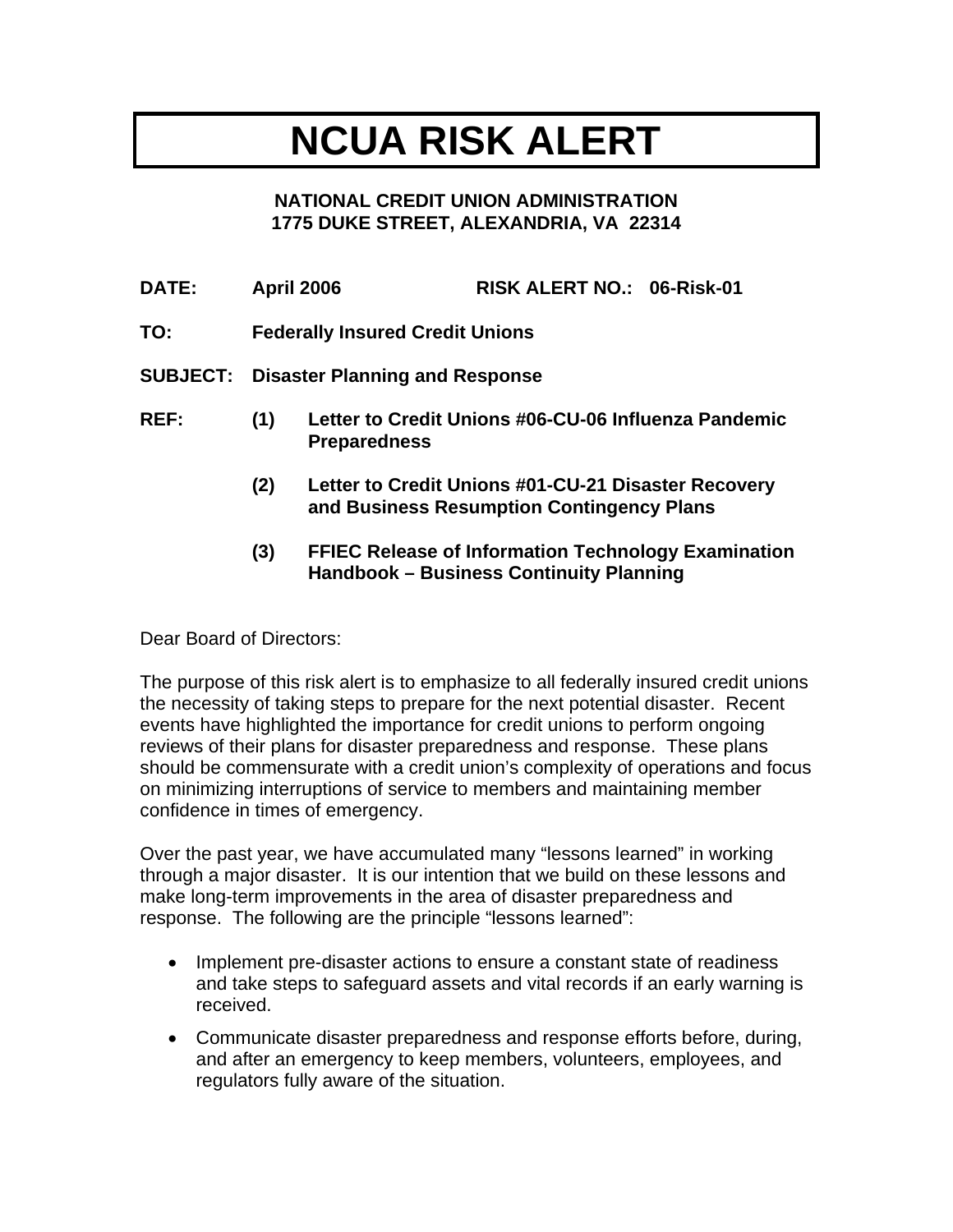# NCUA RISK ALERT

**NATIONAL CREDIT UNION ADMINISTRATION**
**1775 DUKE STREET, ALEXANDRIA, VA 22314**

**DATE:** **April 2006** **RISK ALERT NO.: 06-Risk-01**

**TO:** **Federally Insured Credit Unions**

**SUBJECT:** **Disaster Planning and Response**

**REF:**
- **(1) Letter to Credit Unions #06-CU-06 Influenza Pandemic Preparedness**
- **(2) Letter to Credit Unions #01-CU-21 Disaster Recovery and Business Resumption Contingency Plans**
- **(3) FFIEC Release of Information Technology Examination Handbook – Business Continuity Planning**

Dear Board of Directors:

The purpose of this risk alert is to emphasize to all federally insured credit unions the necessity of taking steps to prepare for the next potential disaster. Recent events have highlighted the importance for credit unions to perform ongoing reviews of their plans for disaster preparedness and response. These plans should be commensurate with a credit union's complexity of operations and focus on minimizing interruptions of service to members and maintaining member confidence in times of emergency.

Over the past year, we have accumulated many "lessons learned" in working through a major disaster. It is our intention that we build on these lessons and make long-term improvements in the area of disaster preparedness and response. The following are the principle "lessons learned":

- Implement pre-disaster actions to ensure a constant state of readiness and take steps to safeguard assets and vital records if an early warning is received.
- Communicate disaster preparedness and response efforts before, during, and after an emergency to keep members, volunteers, employees, and regulators fully aware of the situation.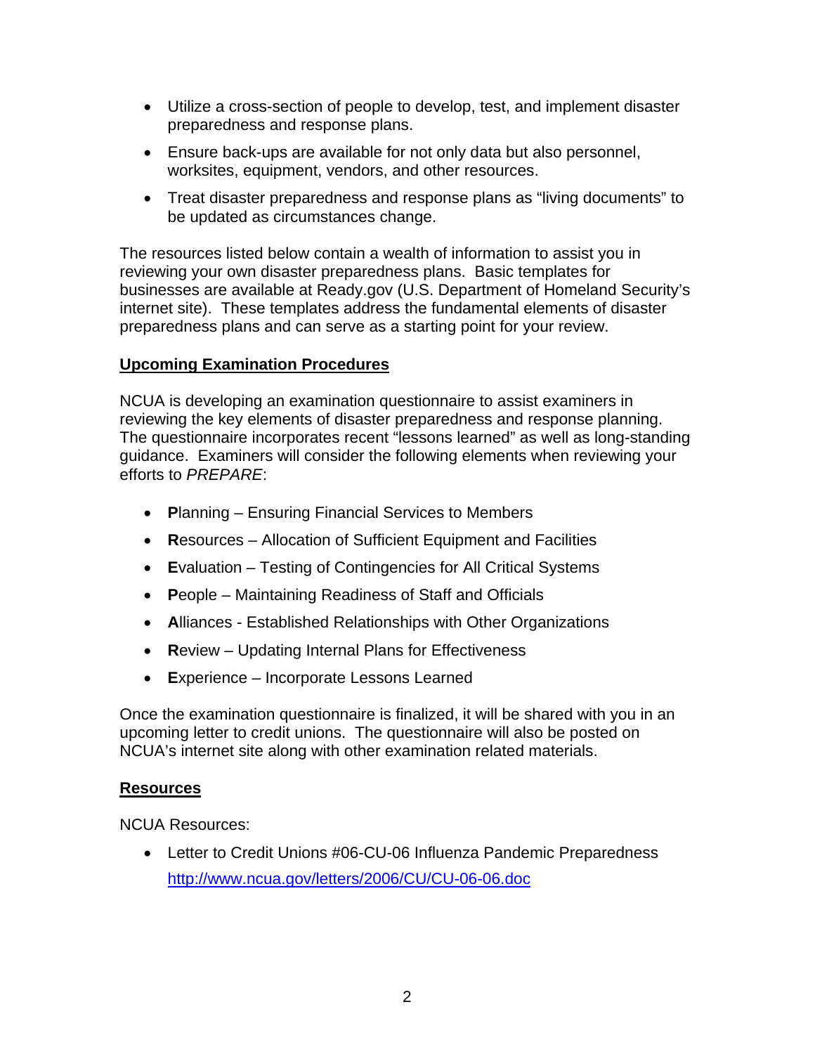- Utilize a cross-section of people to develop, test, and implement disaster preparedness and response plans.
- Ensure back-ups are available for not only data but also personnel, worksites, equipment, vendors, and other resources.
- Treat disaster preparedness and response plans as "living documents" to be updated as circumstances change.

The resources listed below contain a wealth of information to assist you in reviewing your own disaster preparedness plans. Basic templates for businesses are available at Ready.gov (U.S. Department of Homeland Security's internet site). These templates address the fundamental elements of disaster preparedness plans and can serve as a starting point for your review.

## Upcoming Examination Procedures

NCUA is developing an examination questionnaire to assist examiners in reviewing the key elements of disaster preparedness and response planning. The questionnaire incorporates recent "lessons learned" as well as long-standing guidance. Examiners will consider the following elements when reviewing your efforts to *PREPARE*:

- **P**lanning – Ensuring Financial Services to Members
- **R**esources – Allocation of Sufficient Equipment and Facilities
- **E**valuation – Testing of Contingencies for All Critical Systems
- **P**eople – Maintaining Readiness of Staff and Officials
- **A**lliances - Established Relationships with Other Organizations
- **R**eview – Updating Internal Plans for Effectiveness
- **E**xperience – Incorporate Lessons Learned

Once the examination questionnaire is finalized, it will be shared with you in an upcoming letter to credit unions. The questionnaire will also be posted on NCUA's internet site along with other examination related materials.

## Resources

NCUA Resources:

- Letter to Credit Unions #06-CU-06 Influenza Pandemic Preparedness
  http://www.ncua.gov/letters/2006/CU/CU-06-06.doc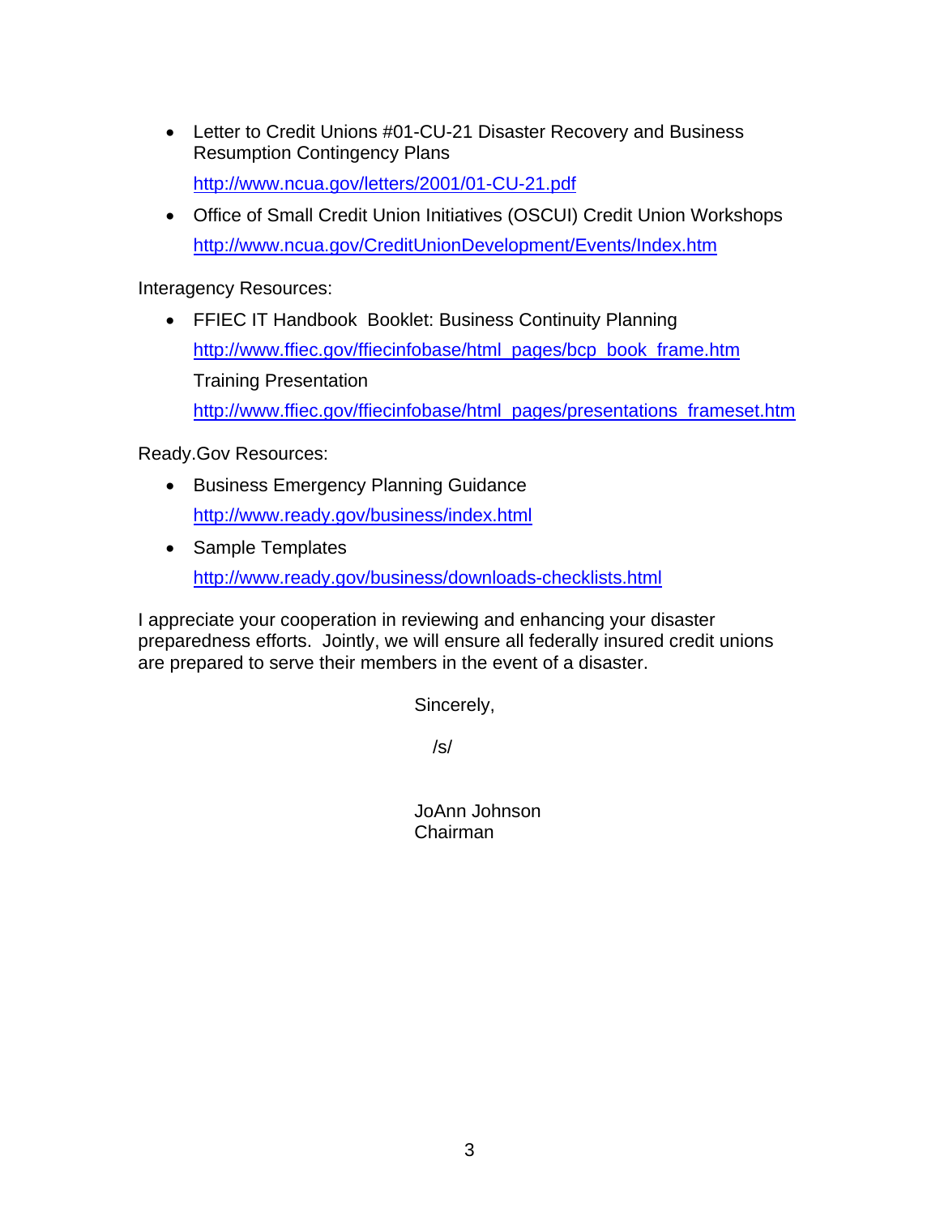- Letter to Credit Unions #01-CU-21 Disaster Recovery and Business Resumption Contingency Plans

  http://www.ncua.gov/letters/2001/01-CU-21.pdf

- Office of Small Credit Union Initiatives (OSCUI) Credit Union Workshops

  http://www.ncua.gov/CreditUnionDevelopment/Events/Index.htm

Interagency Resources:

- FFIEC IT Handbook Booklet: Business Continuity Planning

  http://www.ffiec.gov/ffiecinfobase/html_pages/bcp_book_frame.htm

  Training Presentation

  http://www.ffiec.gov/ffiecinfobase/html_pages/presentations_frameset.htm

Ready.Gov Resources:

- Business Emergency Planning Guidance

  http://www.ready.gov/business/index.html

- Sample Templates

  http://www.ready.gov/business/downloads-checklists.html

I appreciate your cooperation in reviewing and enhancing your disaster preparedness efforts. Jointly, we will ensure all federally insured credit unions are prepared to serve their members in the event of a disaster.

Sincerely,

/s/

JoAnn Johnson
Chairman